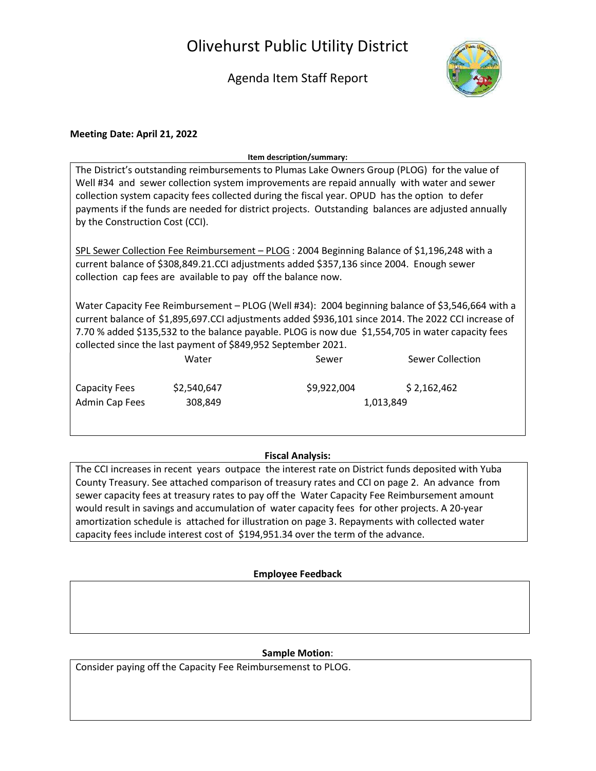# Olivehurst Public Utility District

## Agenda Item Staff Report

**Meeting Date: April 21, 2022**

**Item description/summary:**

The District's outstanding reimbursements to Plumas Lake Owners Group (PLOG) for the value of Well #34 and sewer collection system improvements are repaid annually with water and sewer collection system capacity fees collected during the fiscal year. OPUD has the option to defer payments if the funds are needed for district projects. Outstanding balances are adjusted annually by the Construction Cost (CCI).

SPL Sewer Collection Fee Reimbursement – PLOG : 2004 Beginning Balance of $1,196,248 with a current balance of $308,849.21.CCI adjustments added $357,136 since 2004. Enough sewer collection cap fees are available to pay off the balance now.

Water Capacity Fee Reimbursement – PLOG (Well #34): 2004 beginning balance of $3,546,664 with a current balance of $1,895,697.CCI adjustments added $936,101 since 2014. The 2022 CCI increase of 7.70 % added $135,532 to the balance payable. PLOG is now due $1,554,705 in water capacity fees collected since the last payment of $849,952 September 2021.

| | Water | Sewer | Sewer Collection |
|---|---|---|---|
| Capacity Fees | $2,540,647 | $9,922,004 | $ 2,162,462 |
| Admin Cap Fees | 308,849 | 1,013,849 | |

**Fiscal Analysis:**

The CCI increases in recent years outpace the interest rate on District funds deposited with Yuba County Treasury. See attached comparison of treasury rates and CCI on page 2. An advance from sewer capacity fees at treasury rates to pay off the Water Capacity Fee Reimbursement amount would result in savings and accumulation of water capacity fees for other projects. A 20-year amortization schedule is attached for illustration on page 3. Repayments with collected water capacity fees include interest cost of $194,951.34 over the term of the advance.

**Employee Feedback**

**Sample Motion**:

Consider paying off the Capacity Fee Reimbursemenst to PLOG.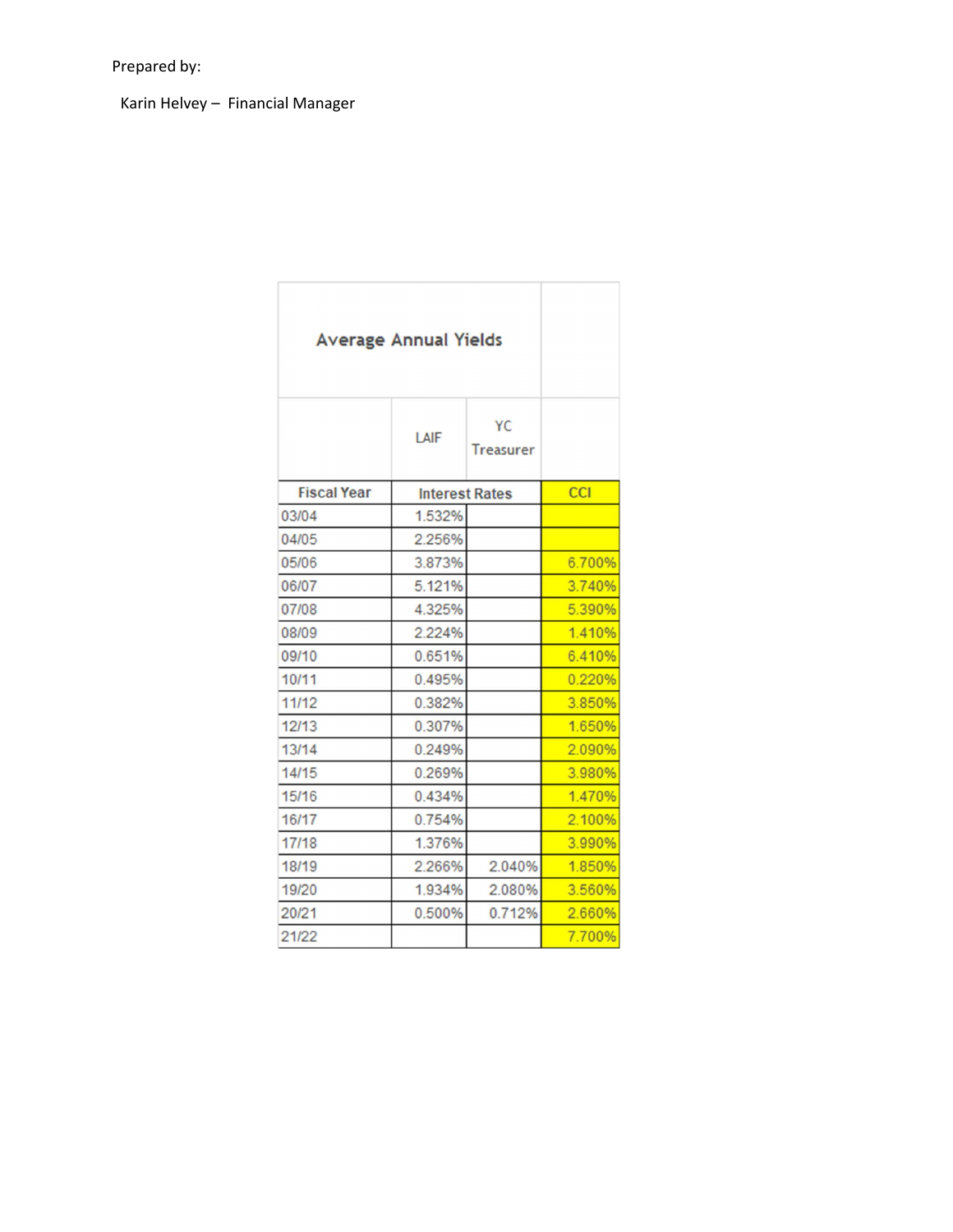Prepared by:

Karin Helvey – Financial Manager

| Average Annual Yields | | | |
|---|---|---|---|
| | LAIF | YC Treasurer | |
| Fiscal Year | Interest Rates | | CCI |
| 03/04 | 1.532% | | |
| 04/05 | 2.256% | | |
| 05/06 | 3.873% | | 6.700% |
| 06/07 | 5.121% | | 3.740% |
| 07/08 | 4.325% | | 5.390% |
| 08/09 | 2.224% | | 1.410% |
| 09/10 | 0.651% | | 6.410% |
| 10/11 | 0.495% | | 0.220% |
| 11/12 | 0.382% | | 3.850% |
| 12/13 | 0.307% | | 1.650% |
| 13/14 | 0.249% | | 2.090% |
| 14/15 | 0.269% | | 3.980% |
| 15/16 | 0.434% | | 1.470% |
| 16/17 | 0.754% | | 2.100% |
| 17/18 | 1.376% | | 3.990% |
| 18/19 | 2.266% | 2.040% | 1.850% |
| 19/20 | 1.934% | 2.080% | 3.560% |
| 20/21 | 0.500% | 0.712% | 2.660% |
| 21/22 | | | 7.700% |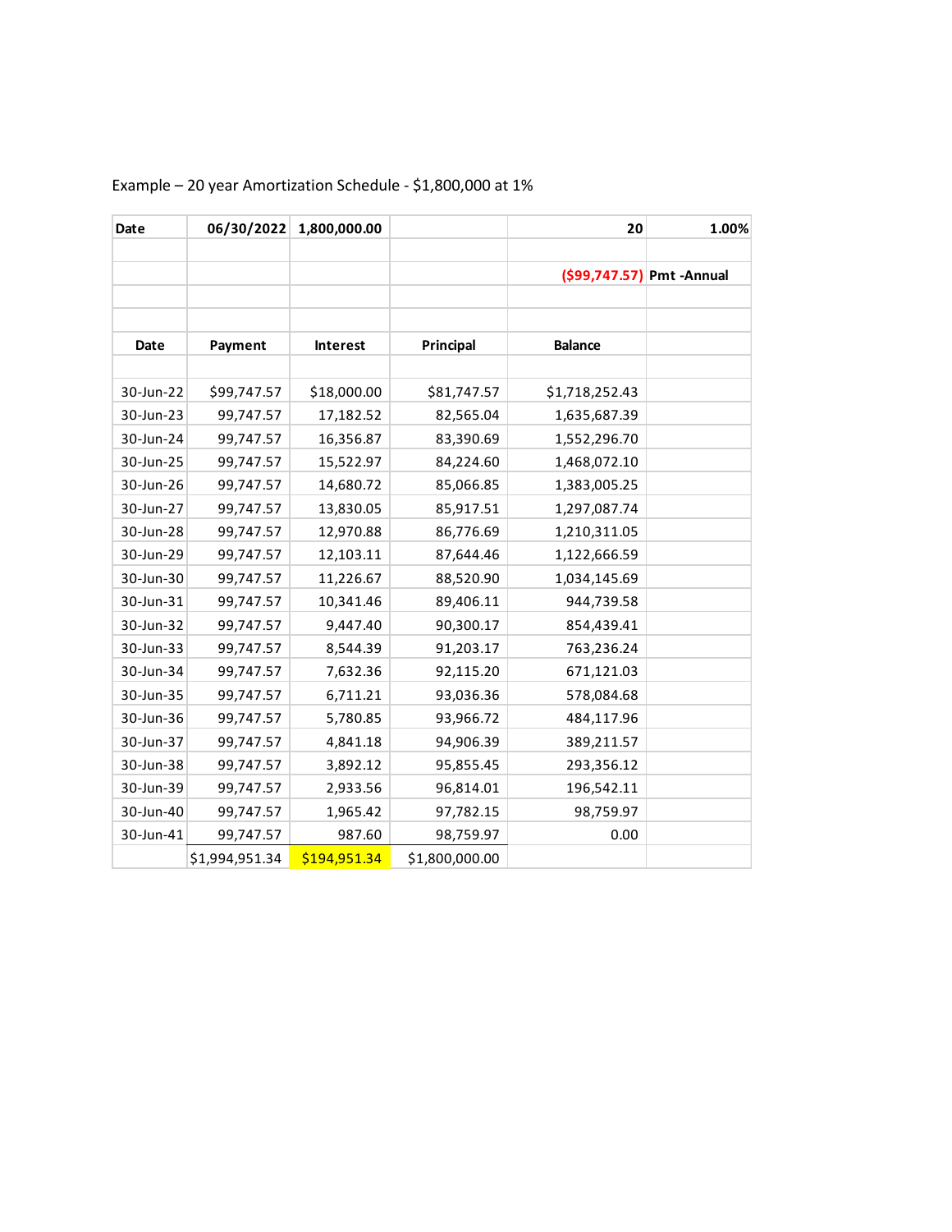Example – 20 year Amortization Schedule - $1,800,000 at 1%

| | | | | | |
|---|---|---|---|---|---|
| **Date** | **06/30/2022** | **1,800,000.00** | | **20** | **1.00%** |
| | | | | | |
| | | | | **($99,747.57)** | **Pmt -Annual** |
| | | | | | |
| | | | | | |
| **Date** | **Payment** | **Interest** | **Principal** | **Balance** | |
| | | | | | |
| 30-Jun-22 | $99,747.57 | $18,000.00 | $81,747.57 | $1,718,252.43 | |
| 30-Jun-23 | 99,747.57 | 17,182.52 | 82,565.04 | 1,635,687.39 | |
| 30-Jun-24 | 99,747.57 | 16,356.87 | 83,390.69 | 1,552,296.70 | |
| 30-Jun-25 | 99,747.57 | 15,522.97 | 84,224.60 | 1,468,072.10 | |
| 30-Jun-26 | 99,747.57 | 14,680.72 | 85,066.85 | 1,383,005.25 | |
| 30-Jun-27 | 99,747.57 | 13,830.05 | 85,917.51 | 1,297,087.74 | |
| 30-Jun-28 | 99,747.57 | 12,970.88 | 86,776.69 | 1,210,311.05 | |
| 30-Jun-29 | 99,747.57 | 12,103.11 | 87,644.46 | 1,122,666.59 | |
| 30-Jun-30 | 99,747.57 | 11,226.67 | 88,520.90 | 1,034,145.69 | |
| 30-Jun-31 | 99,747.57 | 10,341.46 | 89,406.11 | 944,739.58 | |
| 30-Jun-32 | 99,747.57 | 9,447.40 | 90,300.17 | 854,439.41 | |
| 30-Jun-33 | 99,747.57 | 8,544.39 | 91,203.17 | 763,236.24 | |
| 30-Jun-34 | 99,747.57 | 7,632.36 | 92,115.20 | 671,121.03 | |
| 30-Jun-35 | 99,747.57 | 6,711.21 | 93,036.36 | 578,084.68 | |
| 30-Jun-36 | 99,747.57 | 5,780.85 | 93,966.72 | 484,117.96 | |
| 30-Jun-37 | 99,747.57 | 4,841.18 | 94,906.39 | 389,211.57 | |
| 30-Jun-38 | 99,747.57 | 3,892.12 | 95,855.45 | 293,356.12 | |
| 30-Jun-39 | 99,747.57 | 2,933.56 | 96,814.01 | 196,542.11 | |
| 30-Jun-40 | 99,747.57 | 1,965.42 | 97,782.15 | 98,759.97 | |
| 30-Jun-41 | 99,747.57 | 987.60 | 98,759.97 | 0.00 | |
| | $1,994,951.34 | $194,951.34 | $1,800,000.00 | | |